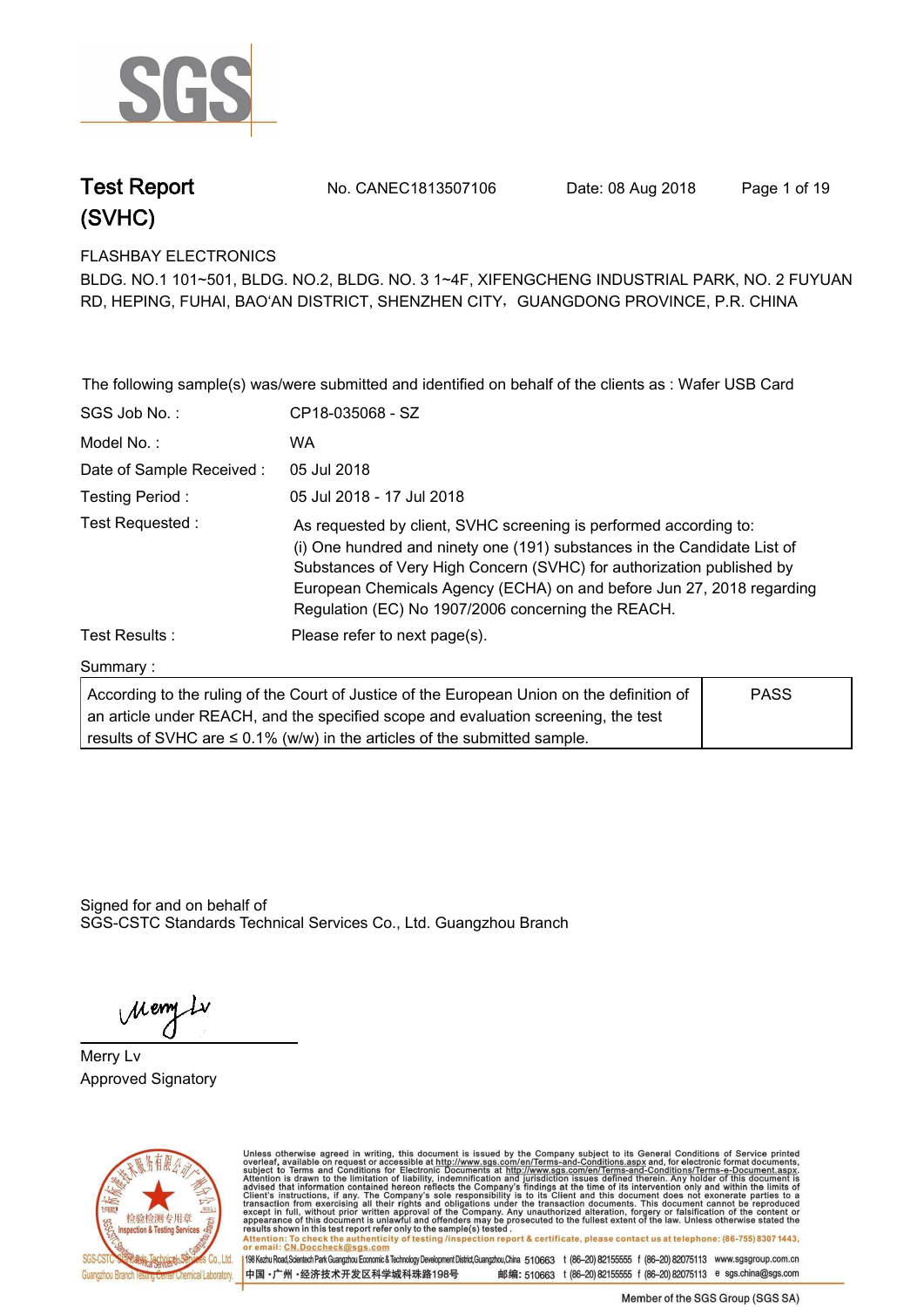# Test Report (SVHC)

No. CANEC1813507106　　Date: 08 Aug 2018

FLASHBAY ELECTRONICS

BLDG. NO.1 101~501, BLDG. NO.2, BLDG. NO. 3 1~4F, XIFENGCHENG INDUSTRIAL PARK, NO. 2 FUYUAN RD, HEPING, FUHAI, BAO'AN DISTRICT, SHENZHEN CITY，GUANGDONG PROVINCE, P.R. CHINA

The following sample(s) was/were submitted and identified on behalf of the clients as : Wafer USB Card

| | |
|---|---|
| SGS Job No. : | CP18-035068 - SZ |
| Model No. : | WA |
| Date of Sample Received : | 05 Jul 2018 |
| Testing Period : | 05 Jul 2018 - 17 Jul 2018 |
| Test Requested : | As requested by client, SVHC screening is performed according to: (i) One hundred and ninety one (191) substances in the Candidate List of Substances of Very High Concern (SVHC) for authorization published by European Chemicals Agency (ECHA) on and before Jun 27, 2018 regarding Regulation (EC) No 1907/2006 concerning the REACH. |
| Test Results : | Please refer to next page(s). |

Summary :

| | |
|---|---|
| According to the ruling of the Court of Justice of the European Union on the definition of an article under REACH, and the specified scope and evaluation screening, the test results of SVHC are ≤ 0.1% (w/w) in the articles of the submitted sample. | PASS |

Signed for and on behalf of
SGS-CSTC Standards Technical Services Co., Ltd. Guangzhou Branch

Merry Lv
Approved Signatory

Unless otherwise agreed in writing, this document is issued by the Company subject to its General Conditions of Service printed overleaf, available on request or accessible at http://www.sgs.com/en/Terms-and-Conditions.aspx and, for electronic format documents, subject to Terms and Conditions for Electronic Documents at http://www.sgs.com/en/Terms-and-Conditions/Terms-e-Document.aspx. Attention is drawn to the limitation of liability, indemnification and jurisdiction issues defined therein. Any holder of this document is advised that information contained hereon reflects the Company's findings at the time of its intervention only and within the limits of Client's instructions, if any. The Company's sole responsibility is to its Client and this document does not exonerate parties to a transaction from exercising all their rights and obligations under the transaction documents. This document cannot be reproduced except in full, without prior written approval of the Company. Any unauthorized alteration, forgery or falsification of the content or appearance of this document is unlawful and offenders may be prosecuted to the fullest extent of the law. Unless otherwise stated the results shown in this test report refer only to the sample(s) tested.

Attention: To check the authenticity of testing /inspection report & certificate, please contact us at telephone: (86-755) 8307 1443, or email: CN.Doccheck@sgs.com

198 Kezhu Road,Scientech Park Guangzhou Economic & Technology Development District,Guangzhou,China 510663 t (86-20) 82155555 f (86-20) 82075113 www.sgsgroup.com.cn

中国 •广州 •经济技术开发区科学城科珠路198号 邮编: 510663 t (86-20) 82155555 f (86-20) 82075113 e sgs.china@sgs.com

Member of the SGS Group (SGS SA)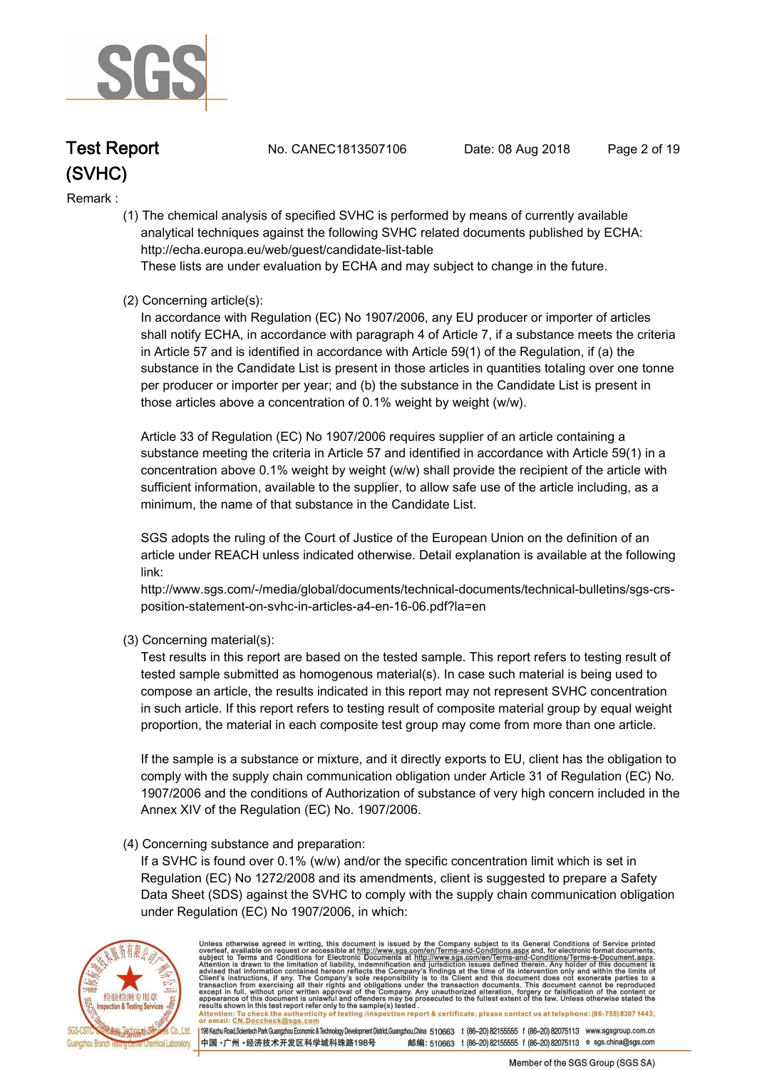Remark :

(1) The chemical analysis of specified SVHC is performed by means of currently available analytical techniques against the following SVHC related documents published by ECHA: http://echa.europa.eu/web/guest/candidate-list-table
These lists are under evaluation by ECHA and may subject to change in the future.

(2) Concerning article(s):
In accordance with Regulation (EC) No 1907/2006, any EU producer or importer of articles shall notify ECHA, in accordance with paragraph 4 of Article 7, if a substance meets the criteria in Article 57 and is identified in accordance with Article 59(1) of the Regulation, if (a) the substance in the Candidate List is present in those articles in quantities totaling over one tonne per producer or importer per year; and (b) the substance in the Candidate List is present in those articles above a concentration of 0.1% weight by weight (w/w).

Article 33 of Regulation (EC) No 1907/2006 requires supplier of an article containing a substance meeting the criteria in Article 57 and identified in accordance with Article 59(1) in a concentration above 0.1% weight by weight (w/w) shall provide the recipient of the article with sufficient information, available to the supplier, to allow safe use of the article including, as a minimum, the name of that substance in the Candidate List.

SGS adopts the ruling of the Court of Justice of the European Union on the definition of an article under REACH unless indicated otherwise. Detail explanation is available at the following link:
http://www.sgs.com/-/media/global/documents/technical-documents/technical-bulletins/sgs-crs-position-statement-on-svhc-in-articles-a4-en-16-06.pdf?la=en

(3) Concerning material(s):
Test results in this report are based on the tested sample. This report refers to testing result of tested sample submitted as homogenous material(s). In case such material is being used to compose an article, the results indicated in this report may not represent SVHC concentration in such article. If this report refers to testing result of composite material group by equal weight proportion, the material in each composite test group may come from more than one article.

If the sample is a substance or mixture, and it directly exports to EU, client has the obligation to comply with the supply chain communication obligation under Article 31 of Regulation (EC) No. 1907/2006 and the conditions of Authorization of substance of very high concern included in the Annex XIV of the Regulation (EC) No. 1907/2006.

(4) Concerning substance and preparation:
If a SVHC is found over 0.1% (w/w) and/or the specific concentration limit which is set in Regulation (EC) No 1272/2008 and its amendments, client is suggested to prepare a Safety Data Sheet (SDS) against the SVHC to comply with the supply chain communication obligation under Regulation (EC) No 1907/2006, in which: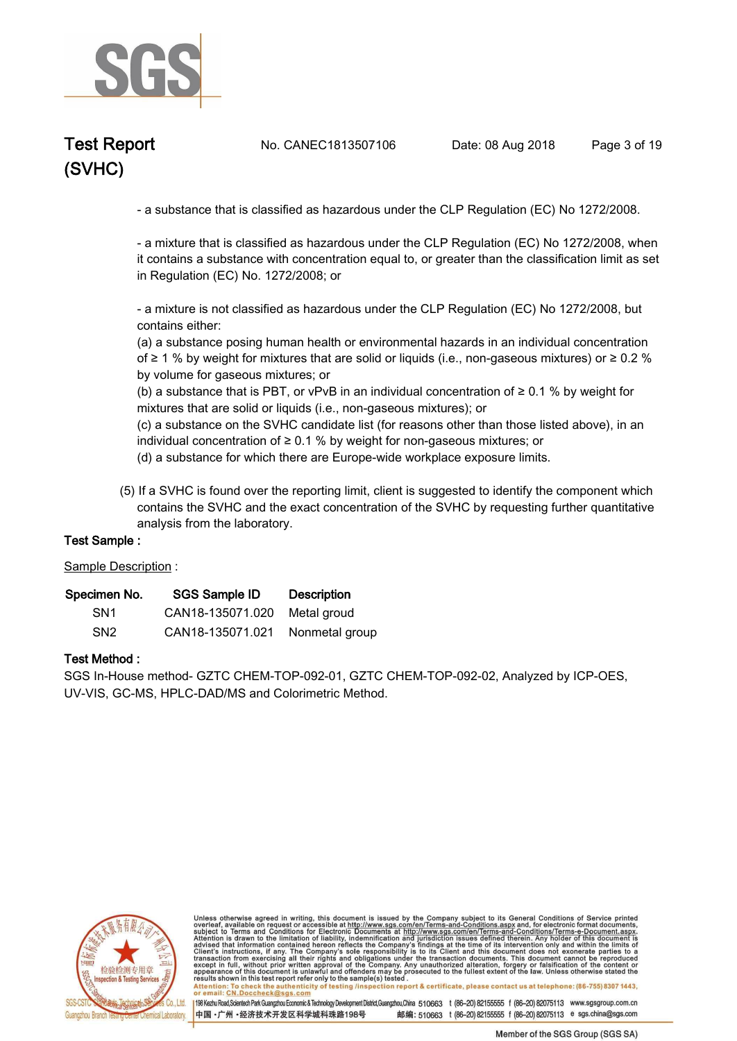- a substance that is classified as hazardous under the CLP Regulation (EC) No 1272/2008.

- a mixture that is classified as hazardous under the CLP Regulation (EC) No 1272/2008, when it contains a substance with concentration equal to, or greater than the classification limit as set in Regulation (EC) No. 1272/2008; or

- a mixture is not classified as hazardous under the CLP Regulation (EC) No 1272/2008, but contains either:
(a) a substance posing human health or environmental hazards in an individual concentration of ≥ 1 % by weight for mixtures that are solid or liquids (i.e., non-gaseous mixtures) or ≥ 0.2 % by volume for gaseous mixtures; or
(b) a substance that is PBT, or vPvB in an individual concentration of ≥ 0.1 % by weight for mixtures that are solid or liquids (i.e., non-gaseous mixtures); or
(c) a substance on the SVHC candidate list (for reasons other than those listed above), in an individual concentration of ≥ 0.1 % by weight for non-gaseous mixtures; or
(d) a substance for which there are Europe-wide workplace exposure limits.

(5) If a SVHC is found over the reporting limit, client is suggested to identify the component which contains the SVHC and the exact concentration of the SVHC by requesting further quantitative analysis from the laboratory.

**Test Sample :**

Sample Description :

| Specimen No. | SGS Sample ID | Description |
|---|---|---|
| SN1 | CAN18-135071.020 | Metal groud |
| SN2 | CAN18-135071.021 | Nonmetal group |

**Test Method :**

SGS In-House method- GZTC CHEM-TOP-092-01, GZTC CHEM-TOP-092-02, Analyzed by ICP-OES, UV-VIS, GC-MS, HPLC-DAD/MS and Colorimetric Method.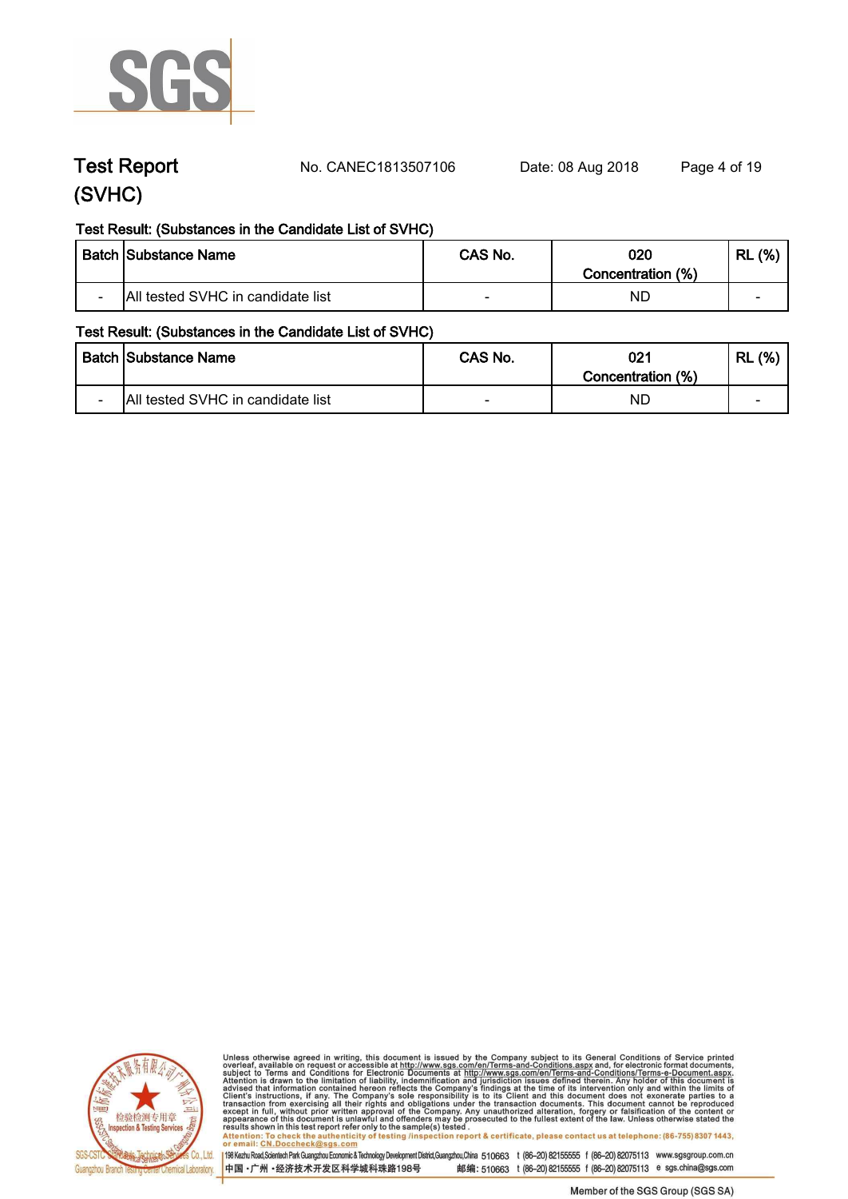## Test Result: (Substances in the Candidate List of SVHC)

| Batch | Substance Name | CAS No. | 020 Concentration (%) | RL (%) |
|---|---|---|---|---|
| - | All tested SVHC in candidate list | - | ND | - |

## Test Result: (Substances in the Candidate List of SVHC)

| Batch | Substance Name | CAS No. | 021 Concentration (%) | RL (%) |
|---|---|---|---|---|
| - | All tested SVHC in candidate list | - | ND | - |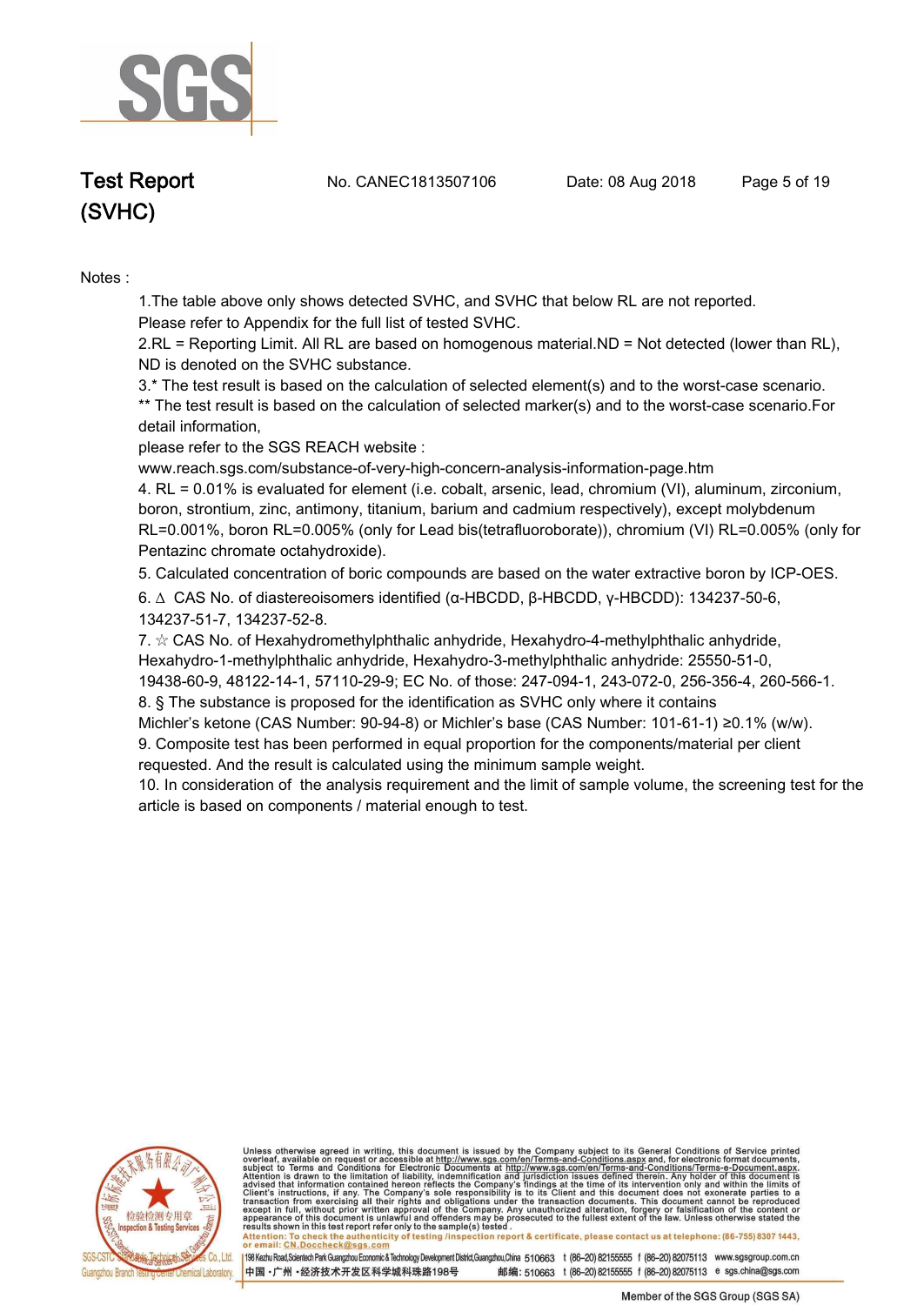Notes :

1.The table above only shows detected SVHC, and SVHC that below RL are not reported. Please refer to Appendix for the full list of tested SVHC.
2.RL = Reporting Limit. All RL are based on homogenous material.ND = Not detected (lower than RL), ND is denoted on the SVHC substance.
3.* The test result is based on the calculation of selected element(s) and to the worst-case scenario.
** The test result is based on the calculation of selected marker(s) and to the worst-case scenario.For detail information,
please refer to the SGS REACH website :
www.reach.sgs.com/substance-of-very-high-concern-analysis-information-page.htm
4. RL = 0.01% is evaluated for element (i.e. cobalt, arsenic, lead, chromium (VI), aluminum, zirconium, boron, strontium, zinc, antimony, titanium, barium and cadmium respectively), except molybdenum RL=0.001%, boron RL=0.005% (only for Lead bis(tetrafluoroborate)), chromium (VI) RL=0.005% (only for Pentazinc chromate octahydroxide).
5. Calculated concentration of boric compounds are based on the water extractive boron by ICP-OES.
6. ∆ CAS No. of diastereoisomers identified (α-HBCDD, β-HBCDD, γ-HBCDD): 134237-50-6, 134237-51-7, 134237-52-8.
7. ☆ CAS No. of Hexahydromethylphthalic anhydride, Hexahydro-4-methylphthalic anhydride, Hexahydro-1-methylphthalic anhydride, Hexahydro-3-methylphthalic anhydride: 25550-51-0, 19438-60-9, 48122-14-1, 57110-29-9; EC No. of those: 247-094-1, 243-072-0, 256-356-4, 260-566-1.
8. § The substance is proposed for the identification as SVHC only where it contains Michler's ketone (CAS Number: 90-94-8) or Michler's base (CAS Number: 101-61-1) ≥0.1% (w/w).
9. Composite test has been performed in equal proportion for the components/material per client requested. And the result is calculated using the minimum sample weight.
10. In consideration of the analysis requirement and the limit of sample volume, the screening test for the article is based on components / material enough to test.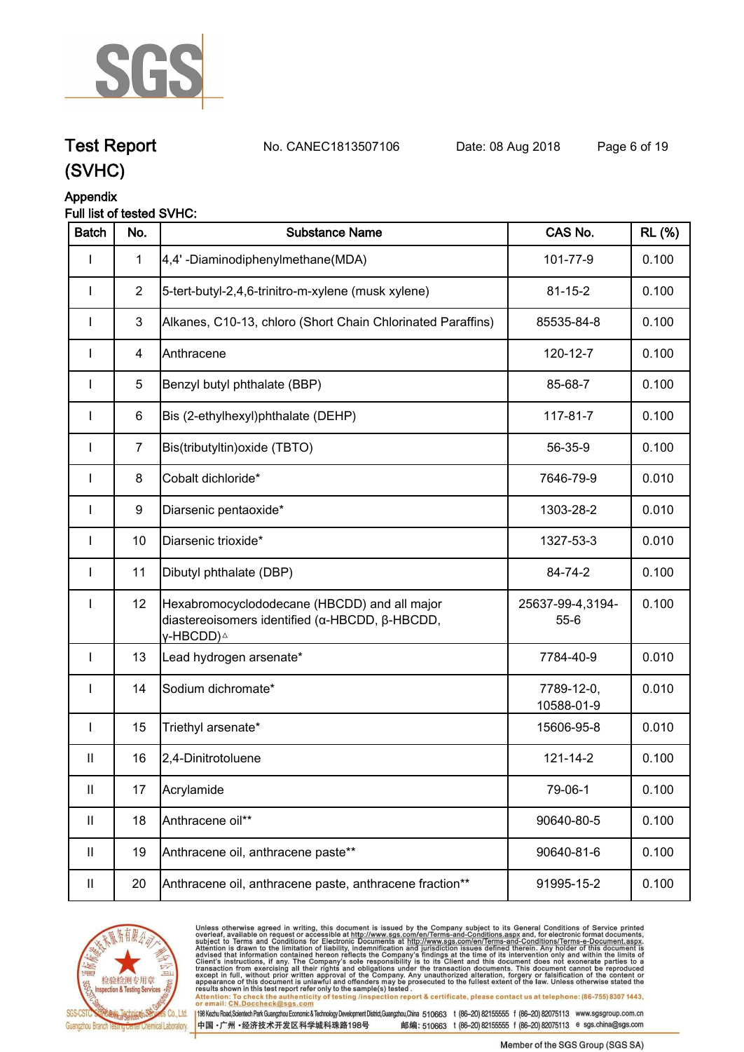# Test Report (SVHC)

No. CANEC1813507106　　Date: 08 Aug 2018

## Appendix

**Full list of tested SVHC:**

| Batch | No. | Substance Name | CAS No. | RL (%) |
|---|---|---|---|---|
| I | 1 | 4,4' -Diaminodiphenylmethane(MDA) | 101-77-9 | 0.100 |
| I | 2 | 5-tert-butyl-2,4,6-trinitro-m-xylene (musk xylene) | 81-15-2 | 0.100 |
| I | 3 | Alkanes, C10-13, chloro (Short Chain Chlorinated Paraffins) | 85535-84-8 | 0.100 |
| I | 4 | Anthracene | 120-12-7 | 0.100 |
| I | 5 | Benzyl butyl phthalate (BBP) | 85-68-7 | 0.100 |
| I | 6 | Bis (2-ethylhexyl)phthalate (DEHP) | 117-81-7 | 0.100 |
| I | 7 | Bis(tributyltin)oxide (TBTO) | 56-35-9 | 0.100 |
| I | 8 | Cobalt dichloride* | 7646-79-9 | 0.010 |
| I | 9 | Diarsenic pentaoxide* | 1303-28-2 | 0.010 |
| I | 10 | Diarsenic trioxide* | 1327-53-3 | 0.010 |
| I | 11 | Dibutyl phthalate (DBP) | 84-74-2 | 0.100 |
| I | 12 | Hexabromocyclododecane (HBCDD) and all major diastereoisomers identified (α-HBCDD, β-HBCDD, γ-HBCDD)△ | 25637-99-4,3194-55-6 | 0.100 |
| I | 13 | Lead hydrogen arsenate* | 7784-40-9 | 0.010 |
| I | 14 | Sodium dichromate* | 7789-12-0, 10588-01-9 | 0.010 |
| I | 15 | Triethyl arsenate* | 15606-95-8 | 0.010 |
| II | 16 | 2,4-Dinitrotoluene | 121-14-2 | 0.100 |
| II | 17 | Acrylamide | 79-06-1 | 0.100 |
| II | 18 | Anthracene oil** | 90640-80-5 | 0.100 |
| II | 19 | Anthracene oil, anthracene paste** | 90640-81-6 | 0.100 |
| II | 20 | Anthracene oil, anthracene paste, anthracene fraction** | 91995-15-2 | 0.100 |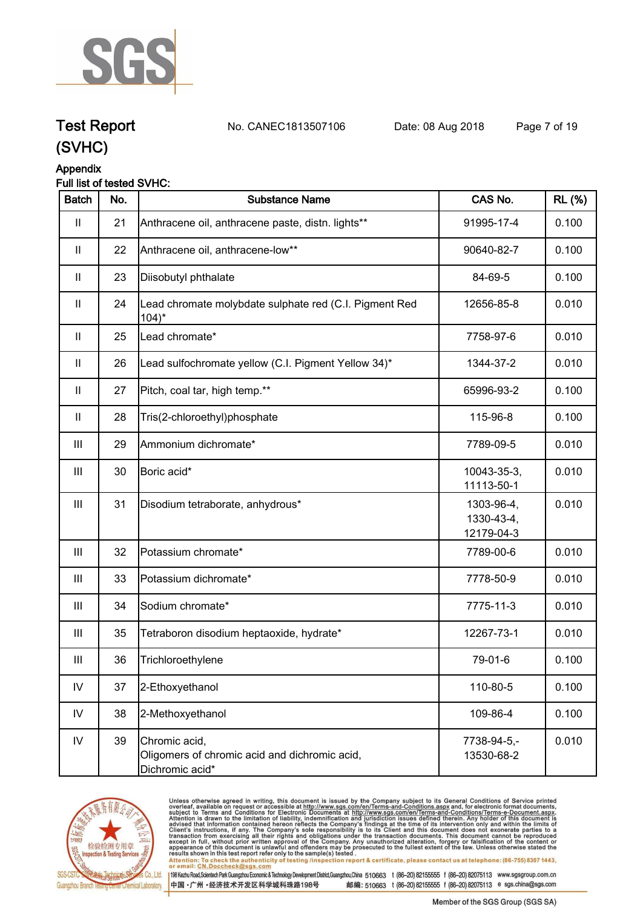**Test Report** No. CANEC1813507106 Date: 08 Aug 2018

**(SVHC)**

**Appendix**

**Full list of tested SVHC:**

| Batch | No. | Substance Name | CAS No. | RL (%) |
|---|---|---|---|---|
| II | 21 | Anthracene oil, anthracene paste, distn. lights** | 91995-17-4 | 0.100 |
| II | 22 | Anthracene oil, anthracene-low** | 90640-82-7 | 0.100 |
| II | 23 | Diisobutyl phthalate | 84-69-5 | 0.100 |
| II | 24 | Lead chromate molybdate sulphate red (C.I. Pigment Red 104)* | 12656-85-8 | 0.010 |
| II | 25 | Lead chromate* | 7758-97-6 | 0.010 |
| II | 26 | Lead sulfochromate yellow (C.I. Pigment Yellow 34)* | 1344-37-2 | 0.010 |
| II | 27 | Pitch, coal tar, high temp.** | 65996-93-2 | 0.100 |
| II | 28 | Tris(2-chloroethyl)phosphate | 115-96-8 | 0.100 |
| III | 29 | Ammonium dichromate* | 7789-09-5 | 0.010 |
| III | 30 | Boric acid* | 10043-35-3, 11113-50-1 | 0.010 |
| III | 31 | Disodium tetraborate, anhydrous* | 1303-96-4, 1330-43-4, 12179-04-3 | 0.010 |
| III | 32 | Potassium chromate* | 7789-00-6 | 0.010 |
| III | 33 | Potassium dichromate* | 7778-50-9 | 0.010 |
| III | 34 | Sodium chromate* | 7775-11-3 | 0.010 |
| III | 35 | Tetraboron disodium heptaoxide, hydrate* | 12267-73-1 | 0.010 |
| III | 36 | Trichloroethylene | 79-01-6 | 0.100 |
| IV | 37 | 2-Ethoxyethanol | 110-80-5 | 0.100 |
| IV | 38 | 2-Methoxyethanol | 109-86-4 | 0.100 |
| IV | 39 | Chromic acid, Oligomers of chromic acid and dichromic acid, Dichromic acid* | 7738-94-5,- 13530-68-2 | 0.010 |

Unless otherwise agreed in writing, this document is issued by the Company subject to its General Conditions of Service printed overleaf, available on request or accessible at http://www.sgs.com/en/Terms-and-Conditions.aspx and, for electronic format documents, subject to Terms and Conditions for Electronic Documents at http://www.sgs.com/en/Terms-and-Conditions/Terms-e-Document.aspx. Attention is drawn to the limitation of liability, indemnification and jurisdiction issues defined therein. Any holder of this document is advised that information contained hereon reflects the Company's findings at the time of its intervention only and within the limits of Client's instructions, if any. The Company's sole responsibility is to its Client and this document does not exonerate parties to a transaction from exercising all their rights and obligations under the transaction documents. This document cannot be reproduced except in full, without prior written approval of the Company. Any unauthorized alteration, forgery or falsification of the content or appearance of this document is unlawful and offenders may be prosecuted to the fullest extent of the law. Unless otherwise stated the results shown in this test report refer only to the sample(s) tested.

Attention: To check the authenticity of testing /inspection report & certificate, please contact us at telephone: (86-755) 8307 1443, or email: CN.Doccheck@sgs.com

198 Kezhu Road,Scientech Park Guangzhou Economic & Technology Development District,Guangzhou,China 510663 t (86-20) 82155555 f (86-20) 82075113 www.sgsgroup.com.cn

中国・广州・经济技术开发区科学城科珠路198号 邮编: 510663 t (86-20) 82155555 f (86-20) 82075113 e sgs.china@sgs.com

Member of the SGS Group (SGS SA)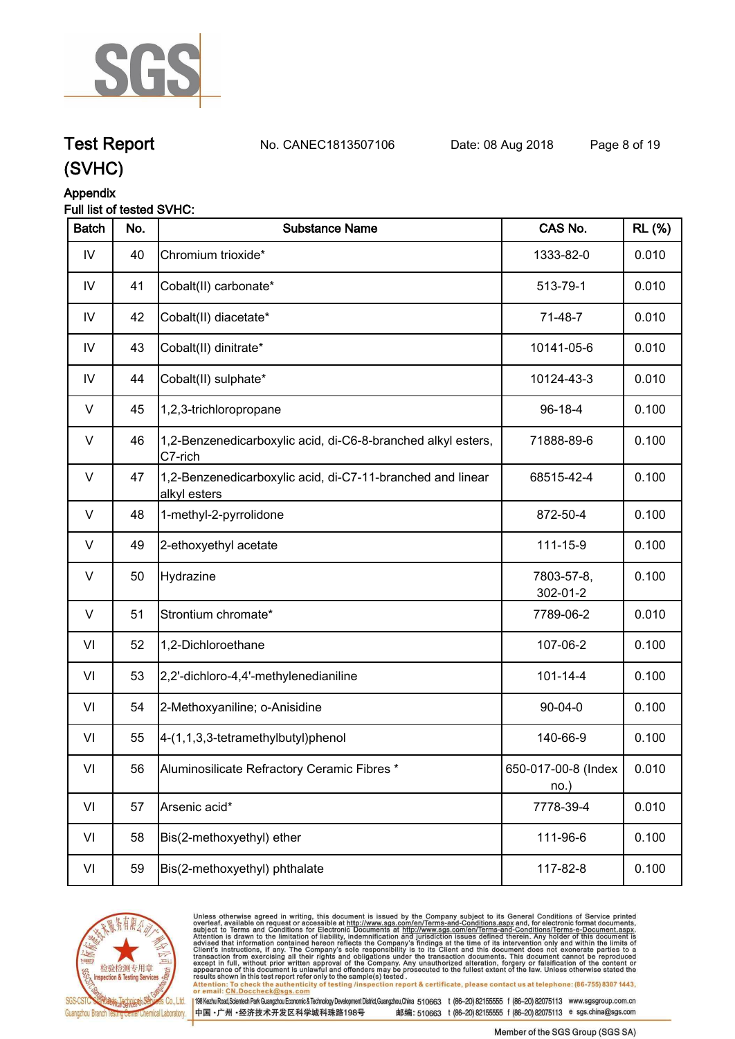# Test Report (SVHC)

No. CANEC1813507106 Date: 08 Aug 2018

## Appendix

Full list of tested SVHC:

| Batch | No. | Substance Name | CAS No. | RL (%) |
|---|---|---|---|---|
| IV | 40 | Chromium trioxide* | 1333-82-0 | 0.010 |
| IV | 41 | Cobalt(II) carbonate* | 513-79-1 | 0.010 |
| IV | 42 | Cobalt(II) diacetate* | 71-48-7 | 0.010 |
| IV | 43 | Cobalt(II) dinitrate* | 10141-05-6 | 0.010 |
| IV | 44 | Cobalt(II) sulphate* | 10124-43-3 | 0.010 |
| V | 45 | 1,2,3-trichloropropane | 96-18-4 | 0.100 |
| V | 46 | 1,2-Benzenedicarboxylic acid, di-C6-8-branched alkyl esters, C7-rich | 71888-89-6 | 0.100 |
| V | 47 | 1,2-Benzenedicarboxylic acid, di-C7-11-branched and linear alkyl esters | 68515-42-4 | 0.100 |
| V | 48 | 1-methyl-2-pyrrolidone | 872-50-4 | 0.100 |
| V | 49 | 2-ethoxyethyl acetate | 111-15-9 | 0.100 |
| V | 50 | Hydrazine | 7803-57-8, 302-01-2 | 0.100 |
| V | 51 | Strontium chromate* | 7789-06-2 | 0.010 |
| VI | 52 | 1,2-Dichloroethane | 107-06-2 | 0.100 |
| VI | 53 | 2,2'-dichloro-4,4'-methylenedianiline | 101-14-4 | 0.100 |
| VI | 54 | 2-Methoxyaniline; o-Anisidine | 90-04-0 | 0.100 |
| VI | 55 | 4-(1,1,3,3-tetramethylbutyl)phenol | 140-66-9 | 0.100 |
| VI | 56 | Aluminosilicate Refractory Ceramic Fibres * | 650-017-00-8 (Index no.) | 0.010 |
| VI | 57 | Arsenic acid* | 7778-39-4 | 0.010 |
| VI | 58 | Bis(2-methoxyethyl) ether | 111-96-6 | 0.100 |
| VI | 59 | Bis(2-methoxyethyl) phthalate | 117-82-8 | 0.100 |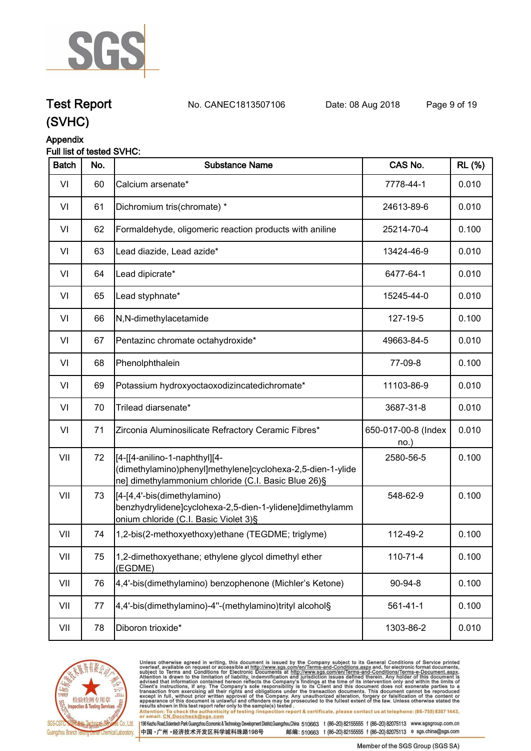# Test Report (SVHC)

No. CANEC1813507106    Date: 08 Aug 2018

## Appendix

### Full list of tested SVHC:

| Batch | No. | Substance Name | CAS No. | RL (%) |
|---|---|---|---|---|
| VI | 60 | Calcium arsenate* | 7778-44-1 | 0.010 |
| VI | 61 | Dichromium tris(chromate) * | 24613-89-6 | 0.010 |
| VI | 62 | Formaldehyde, oligomeric reaction products with aniline | 25214-70-4 | 0.100 |
| VI | 63 | Lead diazide, Lead azide* | 13424-46-9 | 0.010 |
| VI | 64 | Lead dipicrate* | 6477-64-1 | 0.010 |
| VI | 65 | Lead styphnate* | 15245-44-0 | 0.010 |
| VI | 66 | N,N-dimethylacetamide | 127-19-5 | 0.100 |
| VI | 67 | Pentazinc chromate octahydroxide* | 49663-84-5 | 0.010 |
| VI | 68 | Phenolphthalein | 77-09-8 | 0.100 |
| VI | 69 | Potassium hydroxyoctaoxodizincatedichromate* | 11103-86-9 | 0.010 |
| VI | 70 | Trilead diarsenate* | 3687-31-8 | 0.010 |
| VI | 71 | Zirconia Aluminosilicate Refractory Ceramic Fibres* | 650-017-00-8 (Index no.) | 0.010 |
| VII | 72 | [4-[[4-anilino-1-naphthyl][4-(dimethylamino)phenyl]methylene]cyclohexa-2,5-dien-1-ylidene] dimethylammonium chloride (C.I. Basic Blue 26)§ | 2580-56-5 | 0.100 |
| VII | 73 | [4-[4,4'-bis(dimethylamino) benzhydrylidene]cyclohexa-2,5-dien-1-ylidene]dimethylammonium chloride (C.I. Basic Violet 3)§ | 548-62-9 | 0.100 |
| VII | 74 | 1,2-bis(2-methoxyethoxy)ethane (TEGDME; triglyme) | 112-49-2 | 0.100 |
| VII | 75 | 1,2-dimethoxyethane; ethylene glycol dimethyl ether (EGDME) | 110-71-4 | 0.100 |
| VII | 76 | 4,4'-bis(dimethylamino) benzophenone (Michler's Ketone) | 90-94-8 | 0.100 |
| VII | 77 | 4,4'-bis(dimethylamino)-4''-(methylamino)trityl alcohol§ | 561-41-1 | 0.100 |
| VII | 78 | Diboron trioxide* | 1303-86-2 | 0.010 |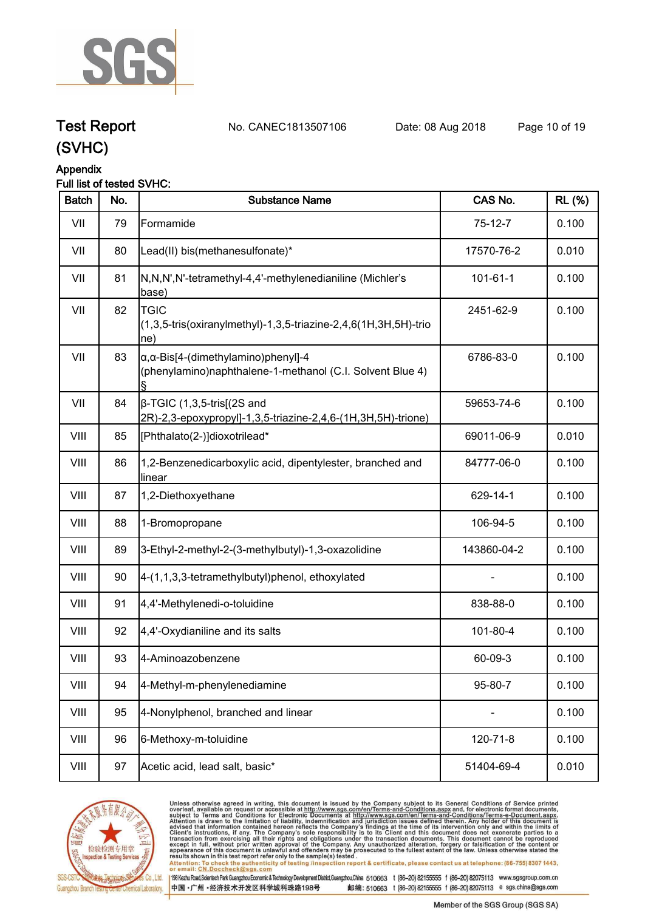# Test Report (SVHC)

No. CANEC1813507106　　Date: 08 Aug 2018

## Appendix

### Full list of tested SVHC:

| Batch | No. | Substance Name | CAS No. | RL (%) |
|---|---|---|---|---|
| VII | 79 | Formamide | 75-12-7 | 0.100 |
| VII | 80 | Lead(II) bis(methanesulfonate)* | 17570-76-2 | 0.010 |
| VII | 81 | N,N,N',N'-tetramethyl-4,4'-methylenedianiline (Michler's base) | 101-61-1 | 0.100 |
| VII | 82 | TGIC (1,3,5-tris(oxiranylmethyl)-1,3,5-triazine-2,4,6(1H,3H,5H)-trione) | 2451-62-9 | 0.100 |
| VII | 83 | α,α-Bis[4-(dimethylamino)phenyl]-4 (phenylamino)naphthalene-1-methanol (C.I. Solvent Blue 4) § | 6786-83-0 | 0.100 |
| VII | 84 | β-TGIC (1,3,5-tris[(2S and 2R)-2,3-epoxypropyl]-1,3,5-triazine-2,4,6-(1H,3H,5H)-trione) | 59653-74-6 | 0.100 |
| VIII | 85 | [Phthalato(2-)]dioxotrilead* | 69011-06-9 | 0.010 |
| VIII | 86 | 1,2-Benzenedicarboxylic acid, dipentylester, branched and linear | 84777-06-0 | 0.100 |
| VIII | 87 | 1,2-Diethoxyethane | 629-14-1 | 0.100 |
| VIII | 88 | 1-Bromopropane | 106-94-5 | 0.100 |
| VIII | 89 | 3-Ethyl-2-methyl-2-(3-methylbutyl)-1,3-oxazolidine | 143860-04-2 | 0.100 |
| VIII | 90 | 4-(1,1,3,3-tetramethylbutyl)phenol, ethoxylated | - | 0.100 |
| VIII | 91 | 4,4'-Methylenedi-o-toluidine | 838-88-0 | 0.100 |
| VIII | 92 | 4,4'-Oxydianiline and its salts | 101-80-4 | 0.100 |
| VIII | 93 | 4-Aminoazobenzene | 60-09-3 | 0.100 |
| VIII | 94 | 4-Methyl-m-phenylenediamine | 95-80-7 | 0.100 |
| VIII | 95 | 4-Nonylphenol, branched and linear | - | 0.100 |
| VIII | 96 | 6-Methoxy-m-toluidine | 120-71-8 | 0.100 |
| VIII | 97 | Acetic acid, lead salt, basic* | 51404-69-4 | 0.010 |

Unless otherwise agreed in writing, this document is issued by the Company subject to its General Conditions of Service printed overleaf, available on request or accessible at http://www.sgs.com/en/Terms-and-Conditions.aspx and, for electronic format documents, subject to Terms and Conditions for Electronic Documents at http://www.sgs.com/en/Terms-and-Conditions/Terms-e-Document.aspx. Attention is drawn to the limitation of liability, indemnification and jurisdiction issues defined therein. Any holder of this document is advised that information contained hereon reflects the Company's findings at the time of its intervention only and within the limits of Client's instructions, if any. The Company's sole responsibility is to its Client and this document does not exonerate parties to a transaction from exercising all their rights and obligations under the transaction documents. This document cannot be reproduced except in full, without prior written approval of the Company. Any unauthorized alteration, forgery or falsification of the content or appearance of this document is unlawful and offenders may be prosecuted to the fullest extent of the law. Unless otherwise stated the results shown in this test report refer only to the sample(s) tested.
Attention: To check the authenticity of testing /inspection report & certificate, please contact us at telephone: (86-755) 8307 1443, or email: CN.Doccheck@sgs.com

198 Kezhu Road,Scientech Park Guangzhou Economic & Technology Development District,Guangzhou,China 510663 t (86-20) 82155555 f (86-20) 82075113 www.sgsgroup.com.cn
中国・广州・经济技术开发区科学城科珠路198号 邮编: 510663 t (86-20) 82155555 f (86-20) 82075113 e sgs.china@sgs.com

Member of the SGS Group (SGS SA)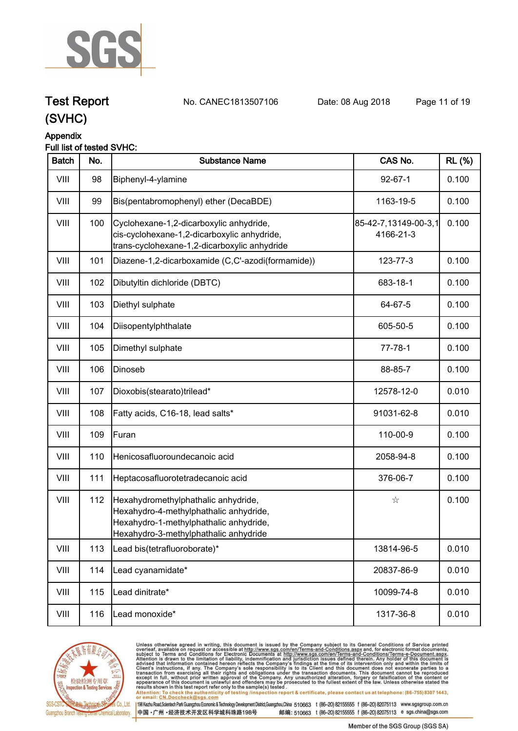# Test Report

No. CANEC1813507106 Date: 08 Aug 2018

(SVHC)

## Appendix

Full list of tested SVHC:

| Batch | No. | Substance Name | CAS No. | RL (%) |
|---|---|---|---|---|
| VIII | 98 | Biphenyl-4-ylamine | 92-67-1 | 0.100 |
| VIII | 99 | Bis(pentabromophenyl) ether (DecaBDE) | 1163-19-5 | 0.100 |
| VIII | 100 | Cyclohexane-1,2-dicarboxylic anhydride, cis-cyclohexane-1,2-dicarboxylic anhydride, trans-cyclohexane-1,2-dicarboxylic anhydride | 85-42-7,13149-00-3,14166-21-3 | 0.100 |
| VIII | 101 | Diazene-1,2-dicarboxamide (C,C'-azodi(formamide)) | 123-77-3 | 0.100 |
| VIII | 102 | Dibutyltin dichloride (DBTC) | 683-18-1 | 0.100 |
| VIII | 103 | Diethyl sulphate | 64-67-5 | 0.100 |
| VIII | 104 | Diisopentylphthalate | 605-50-5 | 0.100 |
| VIII | 105 | Dimethyl sulphate | 77-78-1 | 0.100 |
| VIII | 106 | Dinoseb | 88-85-7 | 0.100 |
| VIII | 107 | Dioxobis(stearato)trilead* | 12578-12-0 | 0.010 |
| VIII | 108 | Fatty acids, C16-18, lead salts* | 91031-62-8 | 0.010 |
| VIII | 109 | Furan | 110-00-9 | 0.100 |
| VIII | 110 | Henicosafluoroundecanoic acid | 2058-94-8 | 0.100 |
| VIII | 111 | Heptacosafluorotetradecanoic acid | 376-06-7 | 0.100 |
| VIII | 112 | Hexahydromethylphathalic anhydride, Hexahydro-4-methylphathalic anhydride, Hexahydro-1-methylphathalic anhydride, Hexahydro-3-methylphathalic anhydride | ☆ | 0.100 |
| VIII | 113 | Lead bis(tetrafluoroborate)* | 13814-96-5 | 0.010 |
| VIII | 114 | Lead cyanamidate* | 20837-86-9 | 0.010 |
| VIII | 115 | Lead dinitrate* | 10099-74-8 | 0.010 |
| VIII | 116 | Lead monoxide* | 1317-36-8 | 0.010 |

Unless otherwise agreed in writing, this document is issued by the Company subject to its General Conditions of Service printed overleaf, available on request or accessible at http://www.sgs.com/en/Terms-and-Conditions.aspx and, for electronic format documents, subject to Terms and Conditions for Electronic Documents at http://www.sgs.com/en/Terms-and-Conditions/Terms-e-Document.aspx. Attention is drawn to the limitation of liability, indemnification and jurisdiction issues defined therein. Any holder of this document is advised that information contained hereon reflects the Company's findings at the time of its intervention only and within the limits of Client's instructions, if any. The Company's sole responsibility is to its Client and this document does not exonerate parties to a transaction from exercising all their rights and obligations under the transaction documents. This document cannot be reproduced except in full, without prior written approval of the Company. Any unauthorized alteration, forgery or falsification of the content or appearance of this document is unlawful and offenders may be prosecuted to the fullest extent of the law. Unless otherwise stated the results shown in this test report refer only to the sample(s) tested.

Attention: To check the authenticity of testing /inspection report & certificate, please contact us at telephone: (86-755) 8307 1443, or email: CN.Doccheck@sgs.com

198 Kezhu Road,Scientech Park Guangzhou Economic & Technology Development District,Guangzhou,China 510663 t (86-20) 82155555 f (86-20) 82075113 www.sgsgroup.com.cn

中国 ·广州 ·经济技术开发区科学城科珠路198号 邮编: 510663 t (86-20) 82155555 f (86-20) 82075113 e sgs.china@sgs.com

Member of the SGS Group (SGS SA)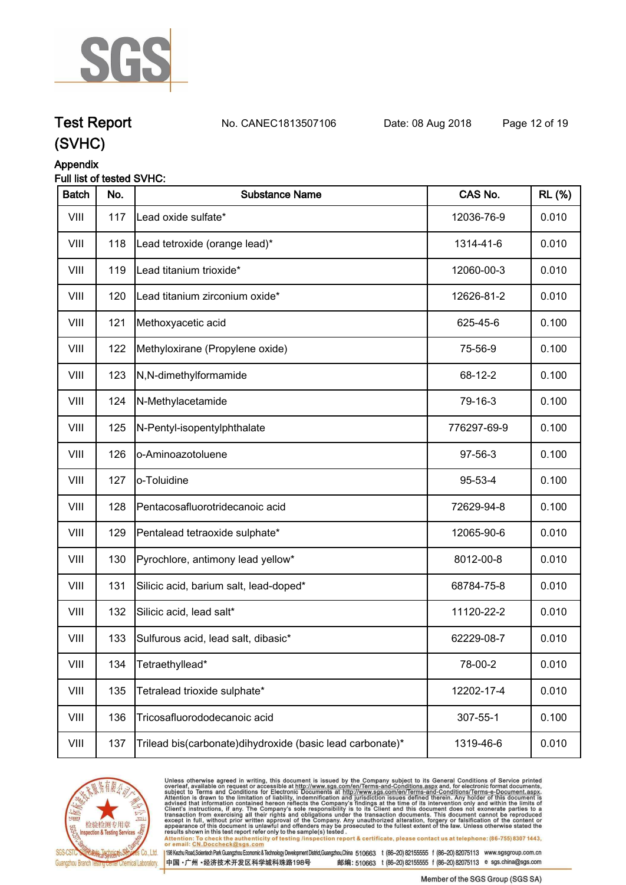# Test Report (SVHC)

No. CANEC1813507106 Date: 08 Aug 2018

Appendix

Full list of tested SVHC:

| Batch | No. | Substance Name | CAS No. | RL (%) |
|---|---|---|---|---|
| VIII | 117 | Lead oxide sulfate* | 12036-76-9 | 0.010 |
| VIII | 118 | Lead tetroxide (orange lead)* | 1314-41-6 | 0.010 |
| VIII | 119 | Lead titanium trioxide* | 12060-00-3 | 0.010 |
| VIII | 120 | Lead titanium zirconium oxide* | 12626-81-2 | 0.010 |
| VIII | 121 | Methoxyacetic acid | 625-45-6 | 0.100 |
| VIII | 122 | Methyloxirane (Propylene oxide) | 75-56-9 | 0.100 |
| VIII | 123 | N,N-dimethylformamide | 68-12-2 | 0.100 |
| VIII | 124 | N-Methylacetamide | 79-16-3 | 0.100 |
| VIII | 125 | N-Pentyl-isopentylphthalate | 776297-69-9 | 0.100 |
| VIII | 126 | o-Aminoazotoluene | 97-56-3 | 0.100 |
| VIII | 127 | o-Toluidine | 95-53-4 | 0.100 |
| VIII | 128 | Pentacosafluorotridecanoic acid | 72629-94-8 | 0.100 |
| VIII | 129 | Pentalead tetraoxide sulphate* | 12065-90-6 | 0.010 |
| VIII | 130 | Pyrochlore, antimony lead yellow* | 8012-00-8 | 0.010 |
| VIII | 131 | Silicic acid, barium salt, lead-doped* | 68784-75-8 | 0.010 |
| VIII | 132 | Silicic acid, lead salt* | 11120-22-2 | 0.010 |
| VIII | 133 | Sulfurous acid, lead salt, dibasic* | 62229-08-7 | 0.010 |
| VIII | 134 | Tetraethyllead* | 78-00-2 | 0.010 |
| VIII | 135 | Tetralead trioxide sulphate* | 12202-17-4 | 0.010 |
| VIII | 136 | Tricosafluorododecanoic acid | 307-55-1 | 0.100 |
| VIII | 137 | Trilead bis(carbonate)dihydroxide (basic lead carbonate)* | 1319-46-6 | 0.010 |

Unless otherwise agreed in writing, this document is issued by the Company subject to its General Conditions of Service printed overleaf, available on request or accessible at http://www.sgs.com/en/Terms-and-Conditions.aspx and, for electronic format documents, subject to Terms and Conditions for Electronic Documents at http://www.sgs.com/en/Terms-e-Document.aspx. Attention is drawn to the limitation of liability, indemnification and jurisdiction issues defined therein. Any holder of this document is advised that information contained hereon reflects the Company's findings at the time of its intervention only and within the limits of Client's instructions, if any. The Company's sole responsibility is to its Client and this document does not exonerate parties to a transaction from exercising all their rights and obligations under the transaction documents. This document cannot be reproduced except in full, without prior written approval of the Company. Any unauthorized alteration, forgery or falsification of the content or appearance of this document is unlawful and offenders may be prosecuted to the fullest extent of the law. Unless otherwise stated the results shown in this test report refer only to the sample(s) tested .

Attention: To check the authenticity of testing /inspection report & certificate, please contact us at telephone: (86-755) 8307 1443, or email: CN.Doccheck@sgs.com

198 Kezhu Road,Scientech Park Guangzhou Economic & Technology Development District,Guangzhou,China 510663 t (86–20) 82155555 f (86–20) 82075113 www.sgsgroup.com.cn

中国 ·广州 ·经济技术开发区科学城科珠路198号 邮编: 510663 t (86–20) 82155555 f (86–20) 82075113 e sgs.china@sgs.com

Member of the SGS Group (SGS SA)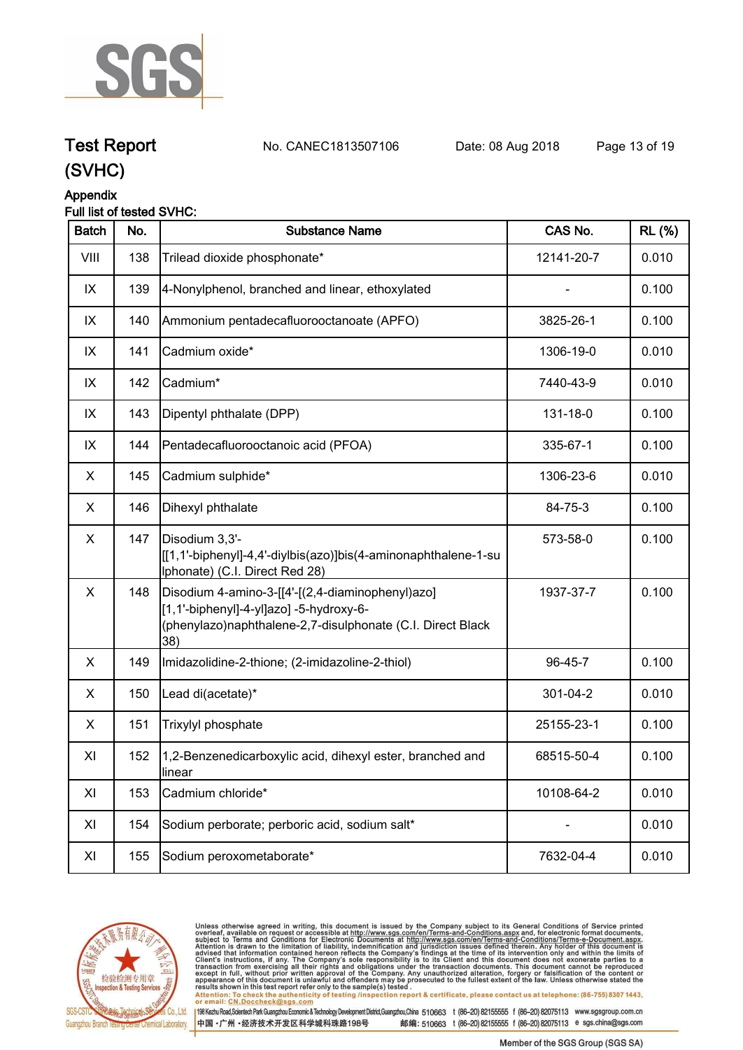## Test Report (SVHC)

No. CANEC1813507106 Date: 08 Aug 2018

### Appendix

Full list of tested SVHC:

| Batch | No. | Substance Name | CAS No. | RL (%) |
|---|---|---|---|---|
| VIII | 138 | Trilead dioxide phosphonate* | 12141-20-7 | 0.010 |
| IX | 139 | 4-Nonylphenol, branched and linear, ethoxylated | - | 0.100 |
| IX | 140 | Ammonium pentadecafluorooctanoate (APFO) | 3825-26-1 | 0.100 |
| IX | 141 | Cadmium oxide* | 1306-19-0 | 0.010 |
| IX | 142 | Cadmium* | 7440-43-9 | 0.010 |
| IX | 143 | Dipentyl phthalate (DPP) | 131-18-0 | 0.100 |
| IX | 144 | Pentadecafluorooctanoic acid (PFOA) | 335-67-1 | 0.100 |
| X | 145 | Cadmium sulphide* | 1306-23-6 | 0.010 |
| X | 146 | Dihexyl phthalate | 84-75-3 | 0.100 |
| X | 147 | Disodium 3,3'-[[1,1'-biphenyl]-4,4'-diylbis(azo)]bis(4-aminonaphthalene-1-sulphonate) (C.I. Direct Red 28) | 573-58-0 | 0.100 |
| X | 148 | Disodium 4-amino-3-[[4'-[(2,4-diaminophenyl)azo][1,1'-biphenyl]-4-yl]azo] -5-hydroxy-6-(phenylazo)naphthalene-2,7-disulphonate (C.I. Direct Black 38) | 1937-37-7 | 0.100 |
| X | 149 | Imidazolidine-2-thione; (2-imidazoline-2-thiol) | 96-45-7 | 0.100 |
| X | 150 | Lead di(acetate)* | 301-04-2 | 0.010 |
| X | 151 | Trixylyl phosphate | 25155-23-1 | 0.100 |
| XI | 152 | 1,2-Benzenedicarboxylic acid, dihexyl ester, branched and linear | 68515-50-4 | 0.100 |
| XI | 153 | Cadmium chloride* | 10108-64-2 | 0.010 |
| XI | 154 | Sodium perborate; perboric acid, sodium salt* | - | 0.010 |
| XI | 155 | Sodium peroxometaborate* | 7632-04-4 | 0.010 |

Unless otherwise agreed in writing, this document is issued by the Company subject to its General Conditions of Service printed overleaf, available on request or accessible at http://www.sgs.com/en/Terms-and-Conditions.aspx and, for electronic format documents, subject to Terms and Conditions for Electronic Documents at http://www.sgs.com/en/Terms-and-Conditions/Terms-e-Document.aspx. Attention is drawn to the limitation of liability, indemnification and jurisdiction issues defined therein. Any holder of this document is advised that information contained hereon reflects the Company's findings at the time of its intervention only and within the limits of Client's instructions, if any. The Company's sole responsibility is to its Client and this document does not exonerate parties to a transaction from exercising all their rights and obligations under the transaction documents. This document cannot be reproduced except in full, without prior written approval of the Company. Any unauthorized alteration, forgery or falsification of the content or appearance of this document is unlawful and offenders may be prosecuted to the fullest extent of the law. Unless otherwise stated the results shown in this test report refer only to the sample(s) tested.

Attention: To check the authenticity of testing /inspection report & certificate, please contact us at telephone: (86-755) 8307 1443, or email: CN.Doccheck@sgs.com

SGS-CSTC Standards Technical Services Co., Ltd. Guangzhou Branch Testing Center Chemical Laboratory.

198 Kezhu Road,Scientech Park Guangzhou Economic & Technology Development District,Guangzhou,China 510663 t (86-20) 82155555 f (86-20) 82075113 www.sgsgroup.com.cn

中国・广州・经济技术开发区科学城科珠路198号 邮编: 510663 t (86-20) 82155555 f (86-20) 82075113 e sgs.china@sgs.com

Member of the SGS Group (SGS SA)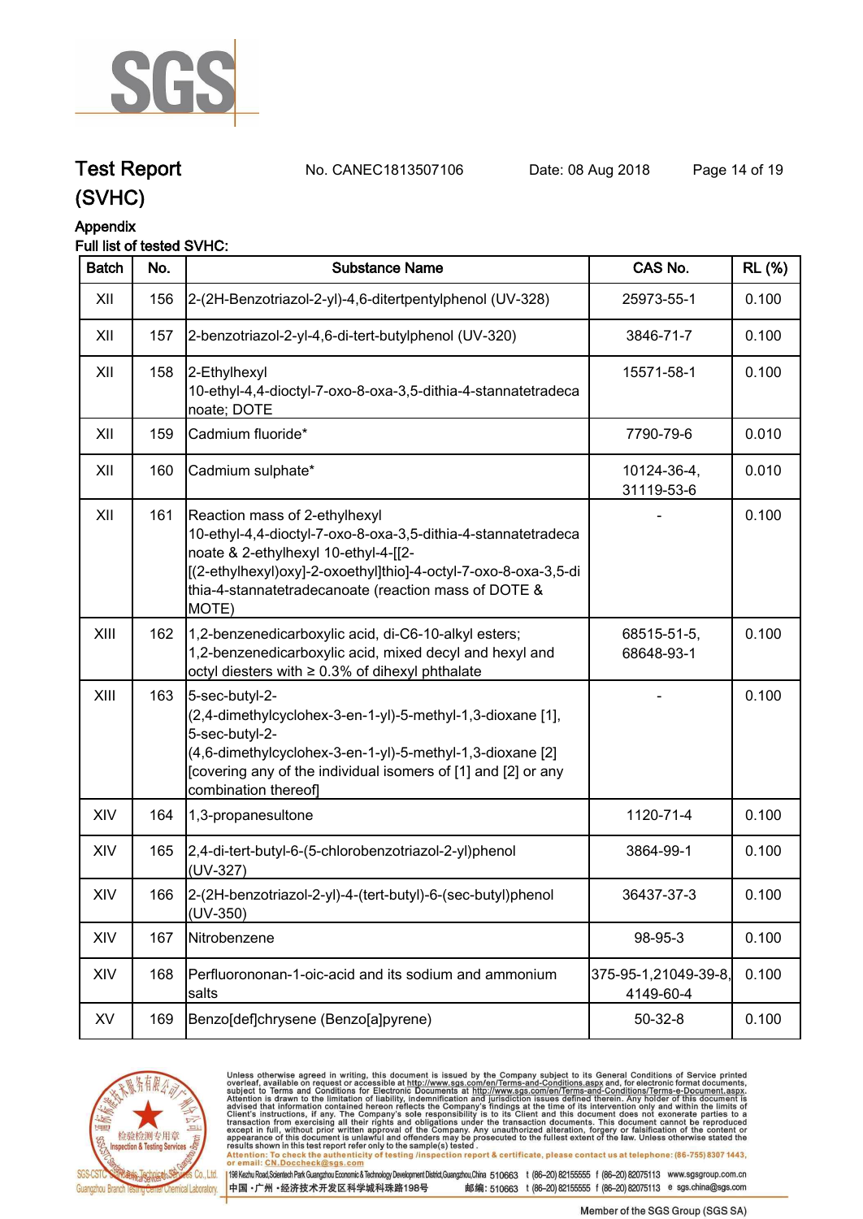# Test Report (SVHC)

No. CANEC1813507106 Date: 08 Aug 2018

## Appendix

Full list of tested SVHC:

| Batch | No. | Substance Name | CAS No. | RL (%) |
|---|---|---|---|---|
| XII | 156 | 2-(2H-Benzotriazol-2-yl)-4,6-ditertpentylphenol (UV-328) | 25973-55-1 | 0.100 |
| XII | 157 | 2-benzotriazol-2-yl-4,6-di-tert-butylphenol (UV-320) | 3846-71-7 | 0.100 |
| XII | 158 | 2-Ethylhexyl 10-ethyl-4,4-dioctyl-7-oxo-8-oxa-3,5-dithia-4-stannatetradecanoate; DOTE | 15571-58-1 | 0.100 |
| XII | 159 | Cadmium fluoride* | 7790-79-6 | 0.010 |
| XII | 160 | Cadmium sulphate* | 10124-36-4, 31119-53-6 | 0.010 |
| XII | 161 | Reaction mass of 2-ethylhexyl 10-ethyl-4,4-dioctyl-7-oxo-8-oxa-3,5-dithia-4-stannatetradecanoate & 2-ethylhexyl 10-ethyl-4-[[2-[(2-ethylhexyl)oxy]-2-oxoethyl]thio]-4-octyl-7-oxo-8-oxa-3,5-dithia-4-stannatetradecanoate (reaction mass of DOTE & MOTE) | - | 0.100 |
| XIII | 162 | 1,2-benzenedicarboxylic acid, di-C6-10-alkyl esters; 1,2-benzenedicarboxylic acid, mixed decyl and hexyl and octyl diesters with ≥ 0.3% of dihexyl phthalate | 68515-51-5, 68648-93-1 | 0.100 |
| XIII | 163 | 5-sec-butyl-2-(2,4-dimethylcyclohex-3-en-1-yl)-5-methyl-1,3-dioxane [1], 5-sec-butyl-2-(4,6-dimethylcyclohex-3-en-1-yl)-5-methyl-1,3-dioxane [2] [covering any of the individual isomers of [1] and [2] or any combination thereof] | - | 0.100 |
| XIV | 164 | 1,3-propanesultone | 1120-71-4 | 0.100 |
| XIV | 165 | 2,4-di-tert-butyl-6-(5-chlorobenzotriazol-2-yl)phenol (UV-327) | 3864-99-1 | 0.100 |
| XIV | 166 | 2-(2H-benzotriazol-2-yl)-4-(tert-butyl)-6-(sec-butyl)phenol (UV-350) | 36437-37-3 | 0.100 |
| XIV | 167 | Nitrobenzene | 98-95-3 | 0.100 |
| XIV | 168 | Perfluorononan-1-oic-acid and its sodium and ammonium salts | 375-95-1,21049-39-8, 4149-60-4 | 0.100 |
| XV | 169 | Benzo[def]chrysene (Benzo[a]pyrene) | 50-32-8 | 0.100 |

Unless otherwise agreed in writing, this document is issued by the Company subject to its General Conditions of Service printed overleaf, available on request or accessible at http://www.sgs.com/en/Terms-and-Conditions.aspx and, for electronic format documents, subject to Terms and Conditions for Electronic Documents at http://www.sgs.com/en/Terms-and-Conditions/Terms-e-Document.aspx. Attention is drawn to the limitation of liability, indemnification and jurisdiction issues defined therein. Any holder of this document is advised that information contained hereon reflects the Company's findings at the time of its intervention only and within the limits of Client's instructions, if any. The Company's sole responsibility is to its Client and this document does not exonerate parties to a transaction from exercising all their rights and obligations under the transaction documents. This document cannot be reproduced except in full, without prior written approval of the Company. Any unauthorized alteration, forgery or falsification of the content or appearance of this document is unlawful and offenders may be prosecuted to the fullest extent of the law. Unless otherwise stated the results shown in this test report refer only to the sample(s) tested.

Attention: To check the authenticity of testing /inspection report & certificate, please contact us at telephone: (86-755) 8307 1443, or email: CN.Doccheck@sgs.com

SGS-CSTC Standards Technical Services Co., Ltd. Guangzhou Branch Testing Center Chemical Laboratory.

198 Kezhu Road,Scientech Park Guangzhou Economic & Technology Development District,Guangzhou,China 510663 t (86–20) 82155555 f (86–20) 82075113 www.sgsgroup.com.cn

中国・广州・经济技术开发区科学城科珠路198号 邮编: 510663 t (86–20) 82155555 f (86–20) 82075113 e sgs.china@sgs.com

Member of the SGS Group (SGS SA)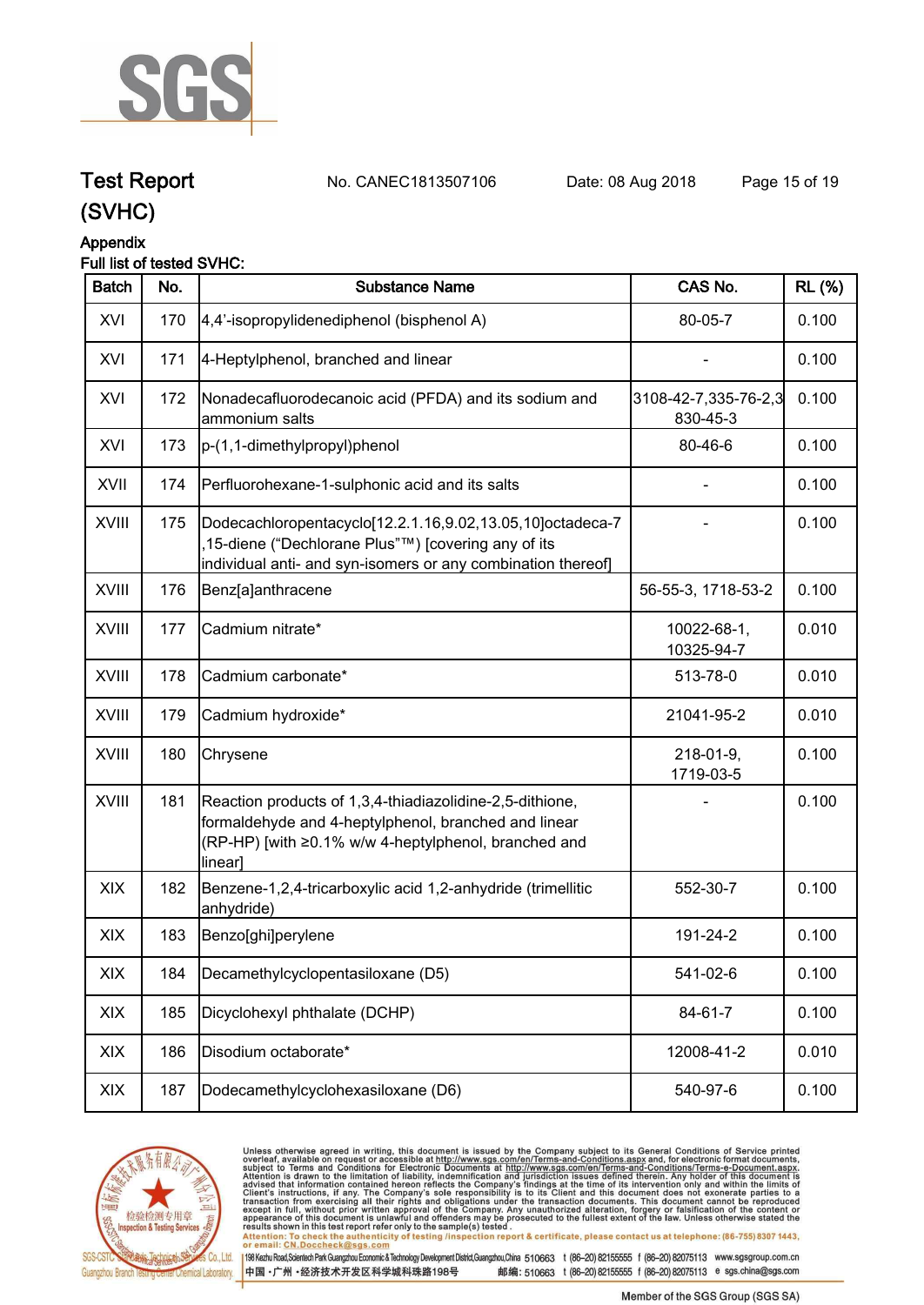# Test Report (SVHC)

No. CANEC1813507106    Date: 08 Aug 2018

## Appendix

Full list of tested SVHC:

| Batch | No. | Substance Name | CAS No. | RL (%) |
|---|---|---|---|---|
| XVI | 170 | 4,4'-isopropylidenediphenol (bisphenol A) | 80-05-7 | 0.100 |
| XVI | 171 | 4-Heptylphenol, branched and linear | - | 0.100 |
| XVI | 172 | Nonadecafluorodecanoic acid (PFDA) and its sodium and ammonium salts | 3108-42-7,335-76-2,3830-45-3 | 0.100 |
| XVI | 173 | p-(1,1-dimethylpropyl)phenol | 80-46-6 | 0.100 |
| XVII | 174 | Perfluorohexane-1-sulphonic acid and its salts | - | 0.100 |
| XVIII | 175 | Dodecachloropentacyclo[12.2.1.16,9.02,13.05,10]octadeca-7,15-diene ("Dechlorane Plus"™) [covering any of its individual anti- and syn-isomers or any combination thereof] | - | 0.100 |
| XVIII | 176 | Benz[a]anthracene | 56-55-3, 1718-53-2 | 0.100 |
| XVIII | 177 | Cadmium nitrate* | 10022-68-1, 10325-94-7 | 0.010 |
| XVIII | 178 | Cadmium carbonate* | 513-78-0 | 0.010 |
| XVIII | 179 | Cadmium hydroxide* | 21041-95-2 | 0.010 |
| XVIII | 180 | Chrysene | 218-01-9, 1719-03-5 | 0.100 |
| XVIII | 181 | Reaction products of 1,3,4-thiadiazolidine-2,5-dithione, formaldehyde and 4-heptylphenol, branched and linear (RP-HP) [with ≥0.1% w/w 4-heptylphenol, branched and linear] | - | 0.100 |
| XIX | 182 | Benzene-1,2,4-tricarboxylic acid 1,2-anhydride (trimellitic anhydride) | 552-30-7 | 0.100 |
| XIX | 183 | Benzo[ghi]perylene | 191-24-2 | 0.100 |
| XIX | 184 | Decamethylcyclopentasiloxane (D5) | 541-02-6 | 0.100 |
| XIX | 185 | Dicyclohexyl phthalate (DCHP) | 84-61-7 | 0.100 |
| XIX | 186 | Disodium octaborate* | 12008-41-2 | 0.010 |
| XIX | 187 | Dodecamethylcyclohexasiloxane (D6) | 540-97-6 | 0.100 |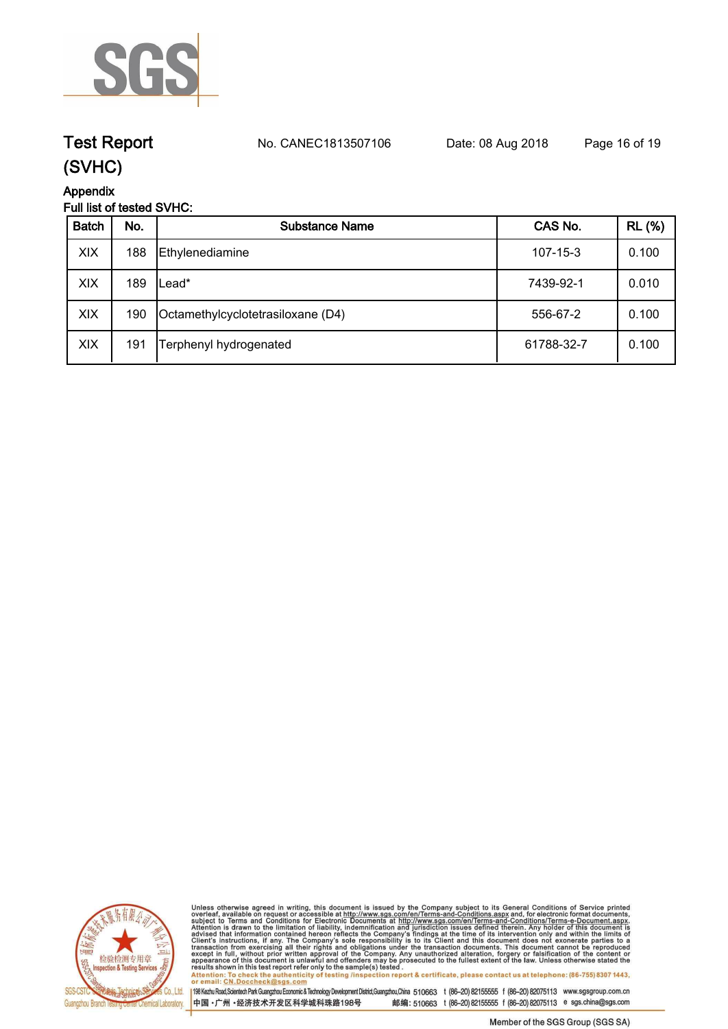**Test Report (SVHC)** No. CANEC1813507106 Date: 08 Aug 2018

## Appendix

### Full list of tested SVHC:

| Batch | No. | Substance Name | CAS No. | RL (%) |
|---|---|---|---|---|
| XIX | 188 | Ethylenediamine | 107-15-3 | 0.100 |
| XIX | 189 | Lead* | 7439-92-1 | 0.010 |
| XIX | 190 | Octamethylcyclotetrasiloxane (D4) | 556-67-2 | 0.100 |
| XIX | 191 | Terphenyl hydrogenated | 61788-32-7 | 0.100 |

Unless otherwise agreed in writing, this document is issued by the Company subject to its General Conditions of Service printed overleaf, available on request or accessible at http://www.sgs.com/en/Terms-and-Conditions.aspx and, for electronic format documents, subject to Terms and Conditions for Electronic Documents at http://www.sgs.com/en/Terms-and-Conditions/Terms-e-Document.aspx. Attention is drawn to the limitation of liability, indemnification and jurisdiction issues defined therein. Any holder of this document is advised that information contained hereon reflects the Company's findings at the time of its intervention only and within the limits of Client's instructions, if any. The Company's sole responsibility is to its Client and this document does not exonerate parties to a transaction from exercising all their rights and obligations under the transaction documents. This document cannot be reproduced except in full, without prior written approval of the Company. Any unauthorized alteration, forgery or falsification of the content or appearance of this document is unlawful and offenders may be prosecuted to the fullest extent of the law. Unless otherwise stated the results shown in this test report refer only to the sample(s) tested.

Attention: To check the authenticity of testing /inspection report & certificate, please contact us at telephone: (86-755) 8307 1443, or email: CN.Doccheck@sgs.com

SGS-CSTC Standards Technical Services Co., Ltd. Guangzhou Branch Testing Center Chemical Laboratory.

198 Kezhu Road,Scientech Park Guangzhou Economic & Technology Development District,Guangzhou,China 510663 t (86–20) 82155555 f (86–20) 82075113 www.sgsgroup.com.cn

中国 • 广州 • 经济技术开发区科学城科珠路198号 邮编: 510663 t (86–20) 82155555 f (86–20) 82075113 e sgs.china@sgs.com

Member of the SGS Group (SGS SA)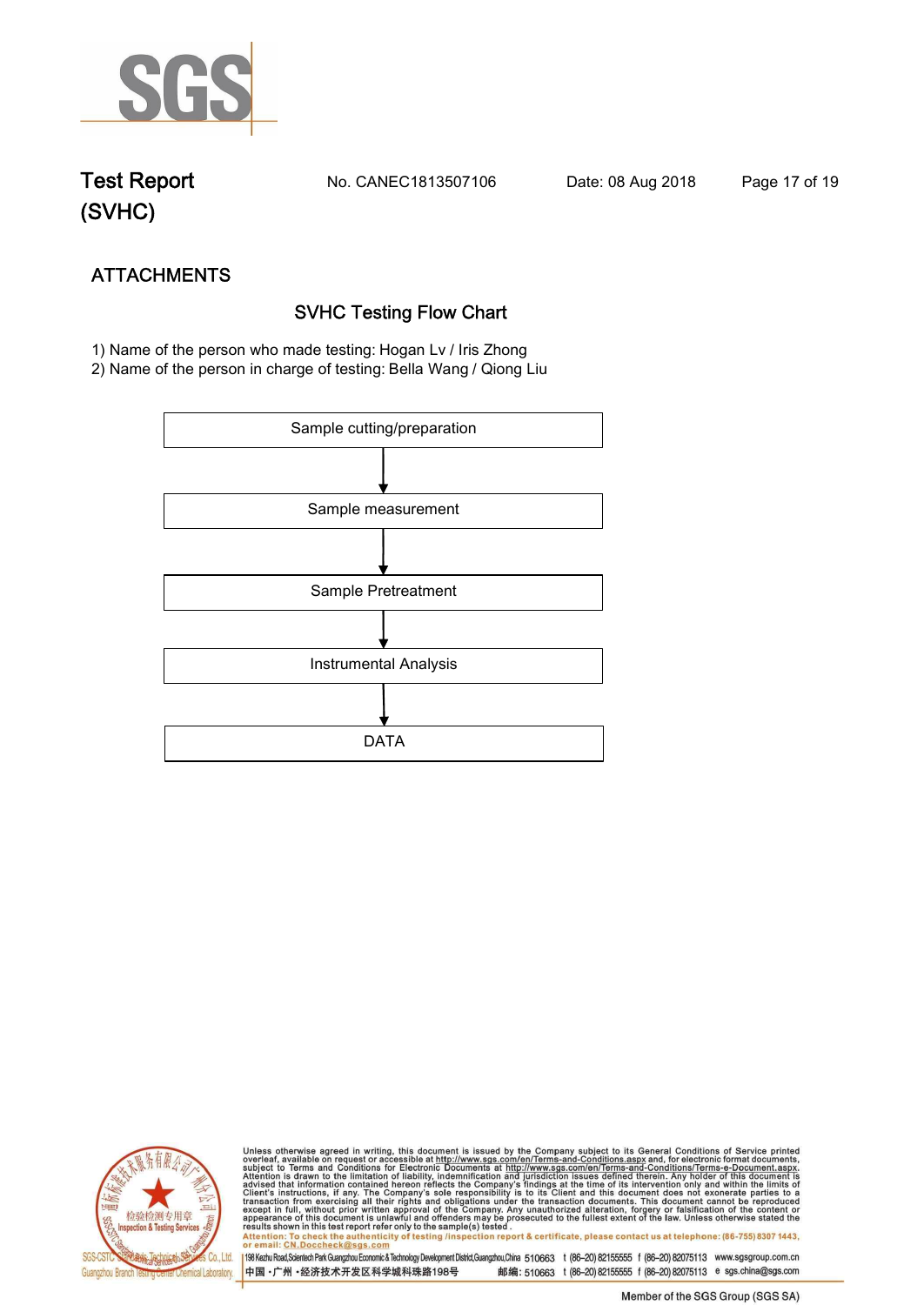## ATTACHMENTS

### SVHC Testing Flow Chart

1) Name of the person who made testing: Hogan Lv / Iris Zhong
2) Name of the person in charge of testing: Bella Wang / Qiong Liu

Sample cutting/preparation

↓

Sample measurement

↓

Sample Pretreatment

↓

Instrumental Analysis

↓

DATA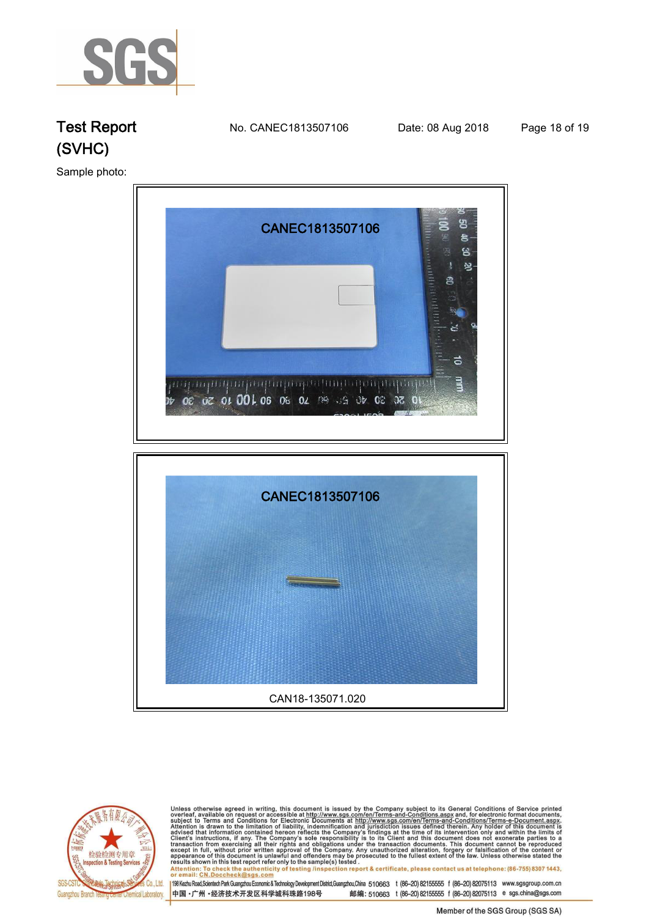Test Report (SVHC)

No. CANEC1813507106

Date: 08 Aug 2018

Sample photo:

CANEC1813507106

CANEC1813507106

CAN18-135071.020

Unless otherwise agreed in writing, this document is issued by the Company subject to its General Conditions of Service printed overleaf, available on request or accessible at http://www.sgs.com/en/Terms-and-Conditions.aspx and, for electronic format documents, subject to Terms and Conditions for Electronic Documents at http://www.sgs.com/en/Terms-and-Conditions/Terms-e-Document.aspx. Attention is drawn to the limitation of liability, indemnification and jurisdiction issues defined therein. Any holder of this document is advised that information contained hereon reflects the Company's findings at the time of its intervention only and within the limits of Client's instructions, if any. The Company's sole responsibility is to its Client and this document does not exonerate parties to a transaction from exercising all their rights and obligations under the transaction documents. This document cannot be reproduced except in full, without prior written approval of the Company. Any unauthorized alteration, forgery or falsification of the content or appearance of this document is unlawful and offenders may be prosecuted to the fullest extent of the law. Unless otherwise stated the results shown in this test report refer only to the sample(s) tested.

Attention: To check the authenticity of testing /inspection report & certificate, please contact us at telephone: (86-755) 8307 1443, or email: CN.Doccheck@sgs.com

SGS-CSTC Standards Technical Services Co., Ltd. Guangzhou Branch Testing Center Chemical Laboratory.

198 Kezhu Road,Scientech Park Guangzhou Economic & Technology Development District,Guangzhou,China 510663 t (86-20) 82155555 f (86-20) 82075113 www.sgsgroup.com.cn

中国 •广州 •经济技术开发区科学城科珠路198号 邮编: 510663 t (86-20) 82155555 f (86-20) 82075113 e sgs.china@sgs.com

Member of the SGS Group (SGS SA)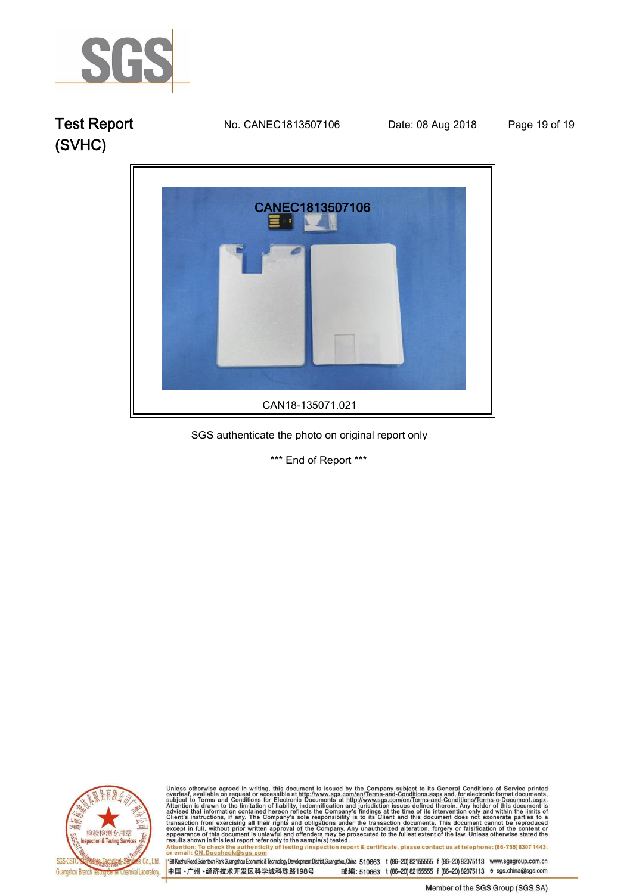CAN18-135071.021

SGS authenticate the photo on original report only

*** End of Report ***